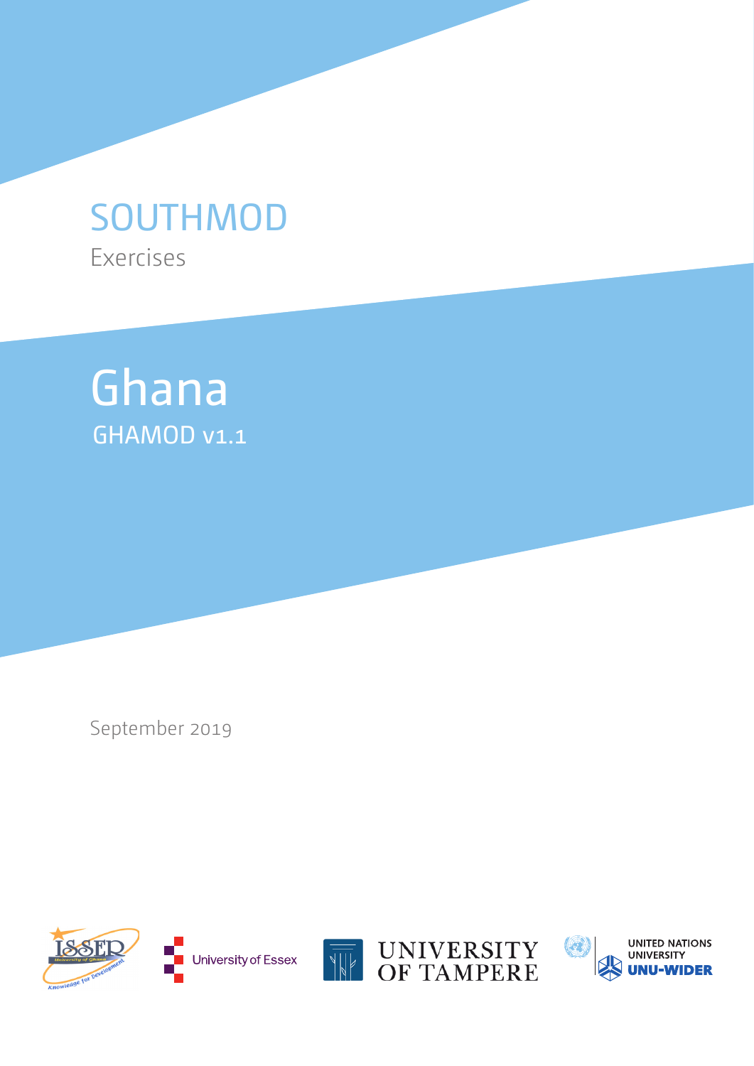# SOUTHMOD

Exercises

# Ghana

## GHAMOD v1.1

September 2019

ISSER University of Ghana Knowledge for Development

University of Essex

UNIVERSITY OF TAMPERE

UNITED NATIONS UNIVERSITY UNU-WIDER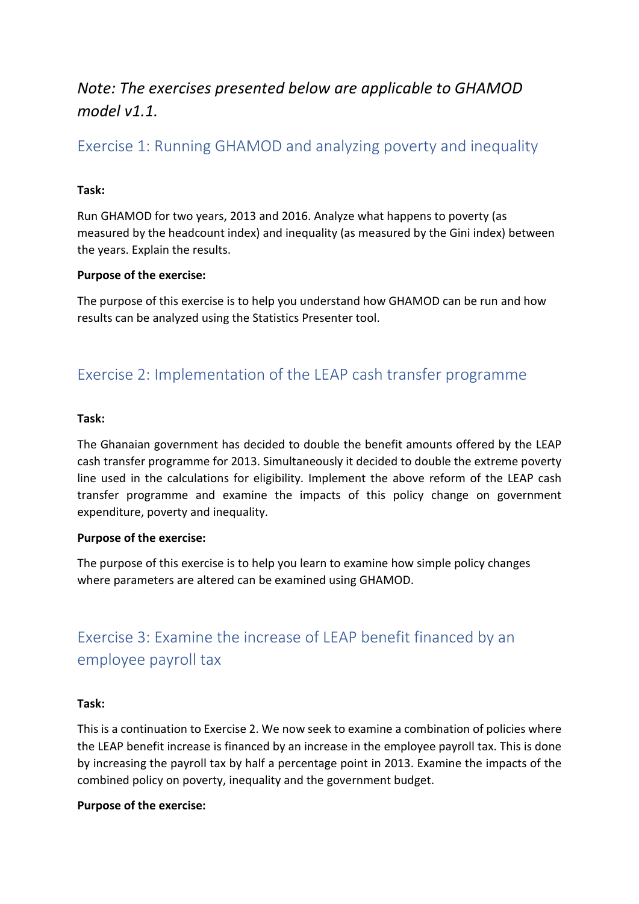*Note: The exercises presented below are applicable to GHAMOD model v1.1.*

## Exercise 1: Running GHAMOD and analyzing poverty and inequality

**Task:**

Run GHAMOD for two years, 2013 and 2016. Analyze what happens to poverty (as measured by the headcount index) and inequality (as measured by the Gini index) between the years. Explain the results.

**Purpose of the exercise:**

The purpose of this exercise is to help you understand how GHAMOD can be run and how results can be analyzed using the Statistics Presenter tool.

## Exercise 2: Implementation of the LEAP cash transfer programme

**Task:**

The Ghanaian government has decided to double the benefit amounts offered by the LEAP cash transfer programme for 2013. Simultaneously it decided to double the extreme poverty line used in the calculations for eligibility. Implement the above reform of the LEAP cash transfer programme and examine the impacts of this policy change on government expenditure, poverty and inequality.

**Purpose of the exercise:**

The purpose of this exercise is to help you learn to examine how simple policy changes where parameters are altered can be examined using GHAMOD.

## Exercise 3: Examine the increase of LEAP benefit financed by an employee payroll tax

**Task:**

This is a continuation to Exercise 2. We now seek to examine a combination of policies where the LEAP benefit increase is financed by an increase in the employee payroll tax. This is done by increasing the payroll tax by half a percentage point in 2013. Examine the impacts of the combined policy on poverty, inequality and the government budget.

**Purpose of the exercise:**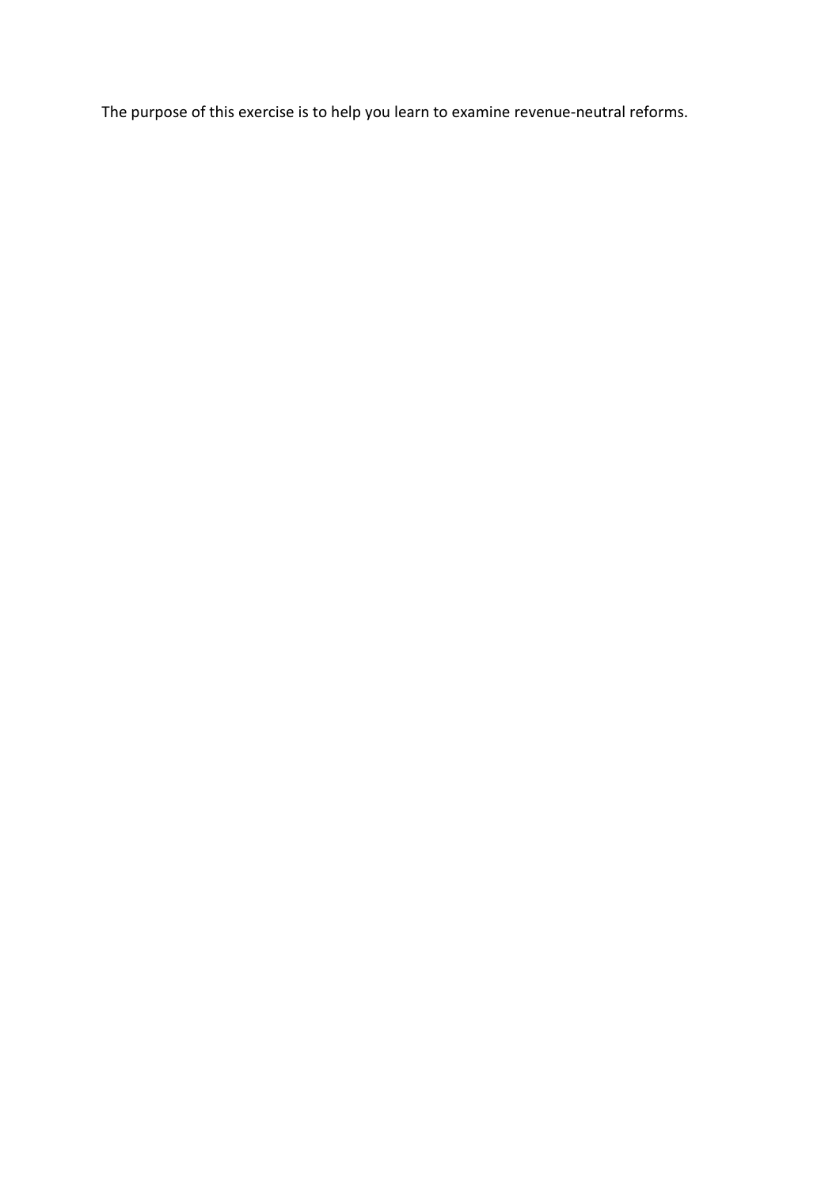The purpose of this exercise is to help you learn to examine revenue-neutral reforms.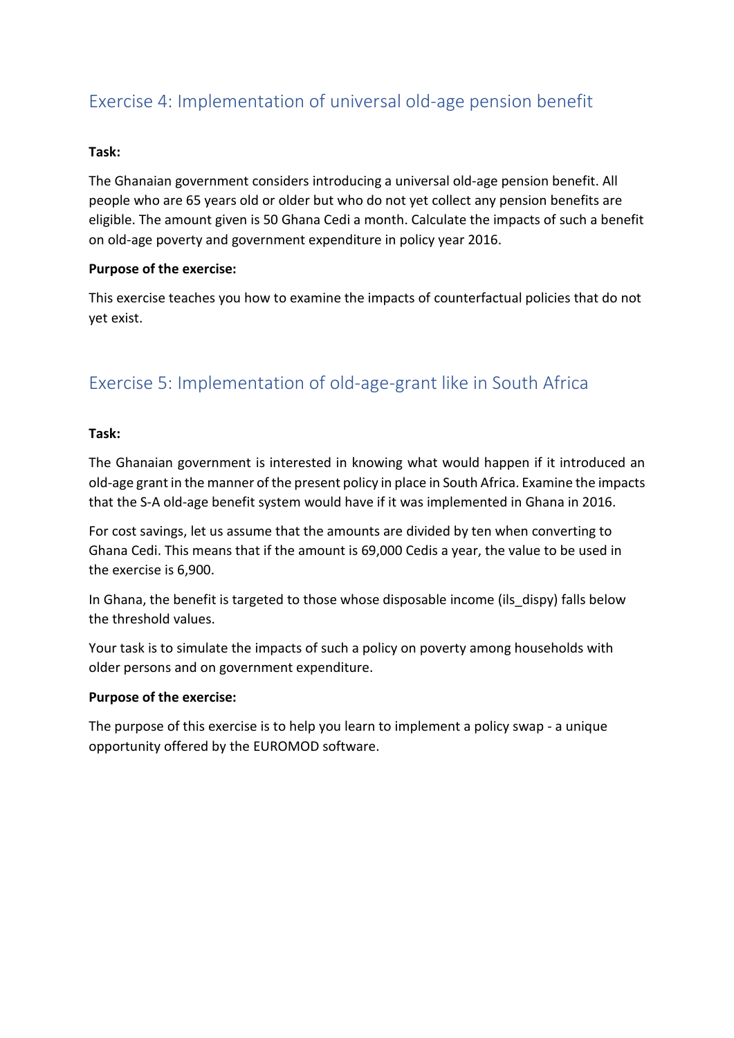## Exercise 4: Implementation of universal old-age pension benefit

**Task:**

The Ghanaian government considers introducing a universal old-age pension benefit. All people who are 65 years old or older but who do not yet collect any pension benefits are eligible. The amount given is 50 Ghana Cedi a month. Calculate the impacts of such a benefit on old-age poverty and government expenditure in policy year 2016.

**Purpose of the exercise:**

This exercise teaches you how to examine the impacts of counterfactual policies that do not yet exist.

## Exercise 5: Implementation of old-age-grant like in South Africa

**Task:**

The Ghanaian government is interested in knowing what would happen if it introduced an old-age grant in the manner of the present policy in place in South Africa. Examine the impacts that the S-A old-age benefit system would have if it was implemented in Ghana in 2016.

For cost savings, let us assume that the amounts are divided by ten when converting to Ghana Cedi. This means that if the amount is 69,000 Cedis a year, the value to be used in the exercise is 6,900.

In Ghana, the benefit is targeted to those whose disposable income (ils_dispy) falls below the threshold values.

Your task is to simulate the impacts of such a policy on poverty among households with older persons and on government expenditure.

**Purpose of the exercise:**

The purpose of this exercise is to help you learn to implement a policy swap - a unique opportunity offered by the EUROMOD software.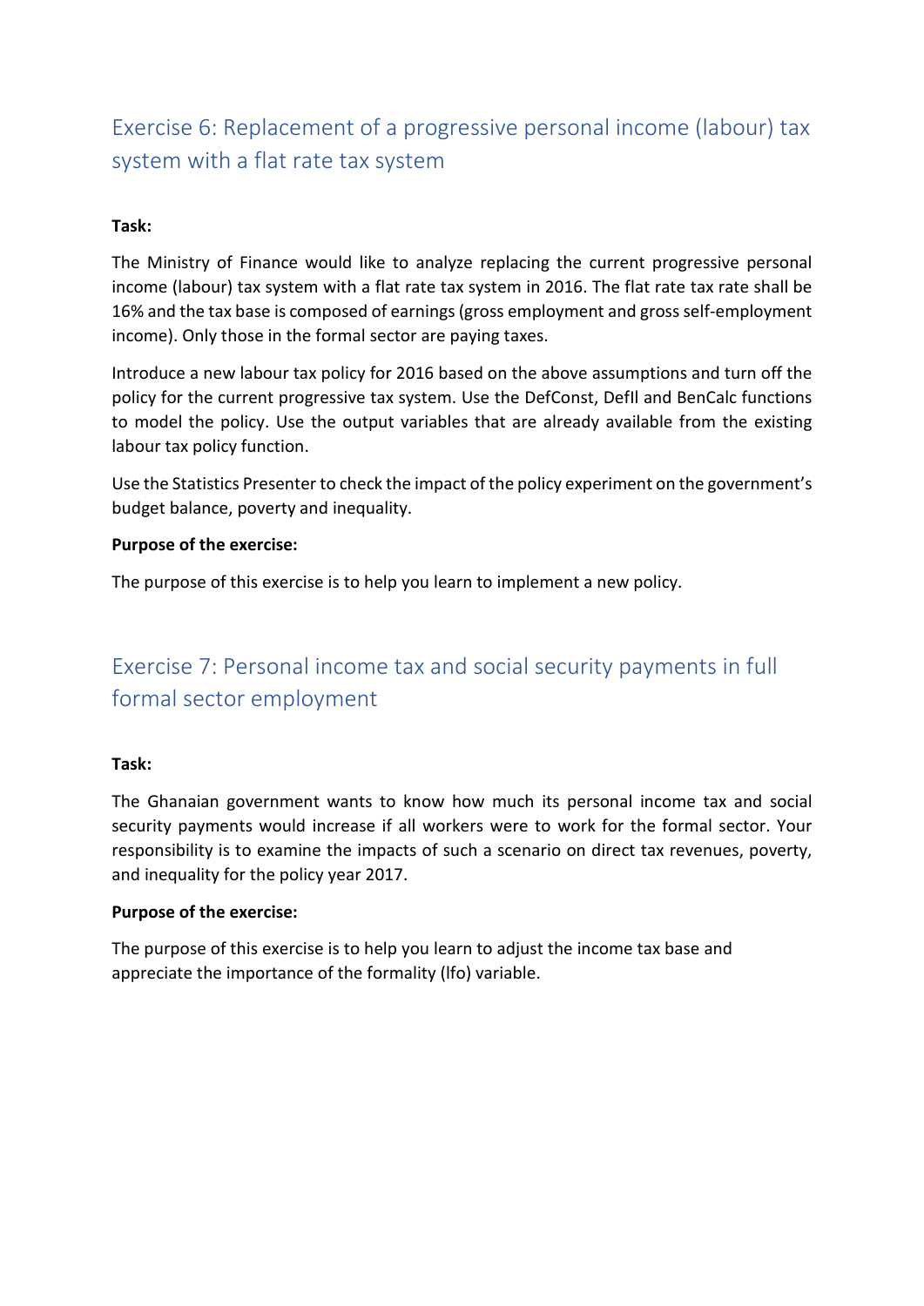## Exercise 6: Replacement of a progressive personal income (labour) tax system with a flat rate tax system

**Task:**

The Ministry of Finance would like to analyze replacing the current progressive personal income (labour) tax system with a flat rate tax system in 2016. The flat rate tax rate shall be 16% and the tax base is composed of earnings (gross employment and gross self-employment income). Only those in the formal sector are paying taxes.

Introduce a new labour tax policy for 2016 based on the above assumptions and turn off the policy for the current progressive tax system. Use the DefConst, DefIl and BenCalc functions to model the policy. Use the output variables that are already available from the existing labour tax policy function.

Use the Statistics Presenter to check the impact of the policy experiment on the government's budget balance, poverty and inequality.

**Purpose of the exercise:**

The purpose of this exercise is to help you learn to implement a new policy.

## Exercise 7: Personal income tax and social security payments in full formal sector employment

**Task:**

The Ghanaian government wants to know how much its personal income tax and social security payments would increase if all workers were to work for the formal sector. Your responsibility is to examine the impacts of such a scenario on direct tax revenues, poverty, and inequality for the policy year 2017.

**Purpose of the exercise:**

The purpose of this exercise is to help you learn to adjust the income tax base and appreciate the importance of the formality (lfo) variable.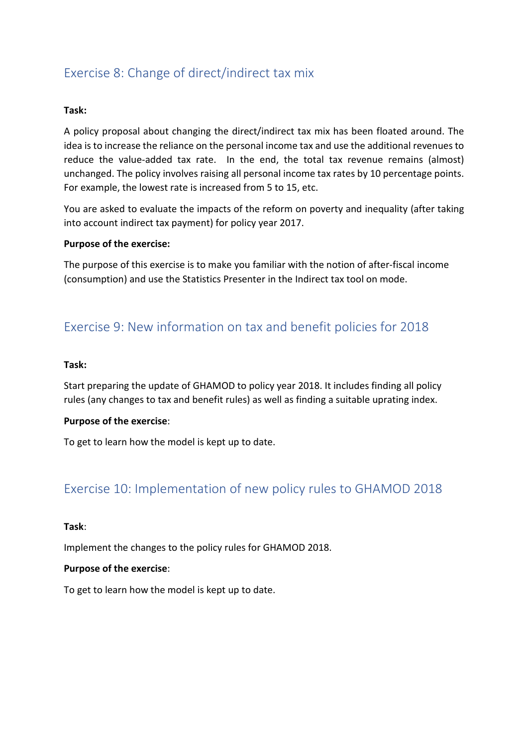## Exercise 8: Change of direct/indirect tax mix

**Task:**

A policy proposal about changing the direct/indirect tax mix has been floated around. The idea is to increase the reliance on the personal income tax and use the additional revenues to reduce the value-added tax rate. In the end, the total tax revenue remains (almost) unchanged. The policy involves raising all personal income tax rates by 10 percentage points. For example, the lowest rate is increased from 5 to 15, etc.

You are asked to evaluate the impacts of the reform on poverty and inequality (after taking into account indirect tax payment) for policy year 2017.

**Purpose of the exercise:**

The purpose of this exercise is to make you familiar with the notion of after-fiscal income (consumption) and use the Statistics Presenter in the Indirect tax tool on mode.

## Exercise 9: New information on tax and benefit policies for 2018

**Task:**

Start preparing the update of GHAMOD to policy year 2018. It includes finding all policy rules (any changes to tax and benefit rules) as well as finding a suitable uprating index.

**Purpose of the exercise**:

To get to learn how the model is kept up to date.

## Exercise 10: Implementation of new policy rules to GHAMOD 2018

**Task**:

Implement the changes to the policy rules for GHAMOD 2018.

**Purpose of the exercise**:

To get to learn how the model is kept up to date.